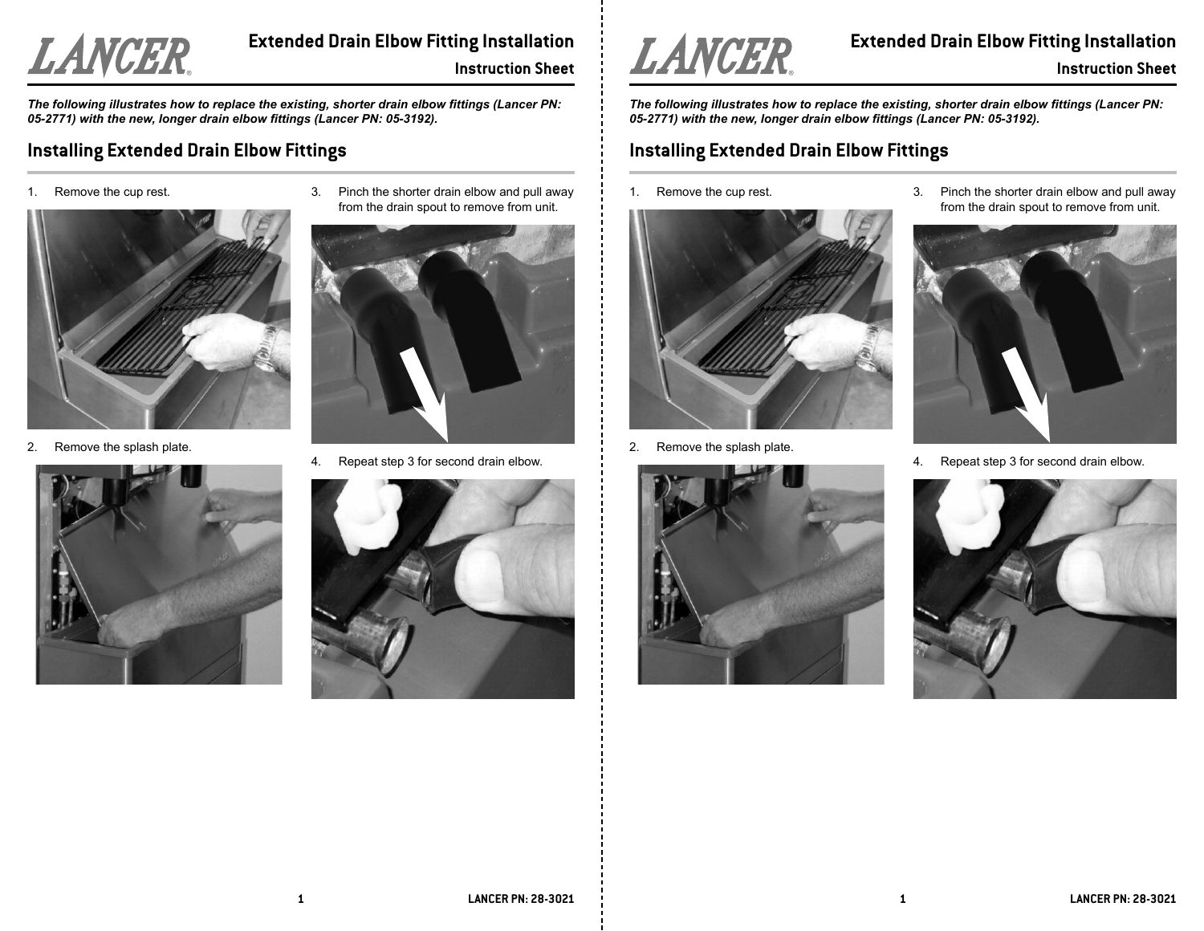# Extended Drain Elbow Fitting Installation

## Instruction Sheet

***The following illustrates how to replace the existing, shorter drain elbow fittings (Lancer PN: 05-2771) with the new, longer drain elbow fittings (Lancer PN: 05-3192).***

## Installing Extended Drain Elbow Fittings

1. Remove the cup rest.
2. Remove the splash plate.
3. Pinch the shorter drain elbow and pull away from the drain spout to remove from unit.
4. Repeat step 3 for second drain elbow.

# Extended Drain Elbow Fitting Installation

## Instruction Sheet

***The following illustrates how to replace the existing, shorter drain elbow fittings (Lancer PN: 05-2771) with the new, longer drain elbow fittings (Lancer PN: 05-3192).***

## Installing Extended Drain Elbow Fittings

1. Remove the cup rest.
2. Remove the splash plate.
3. Pinch the shorter drain elbow and pull away from the drain spout to remove from unit.
4. Repeat step 3 for second drain elbow.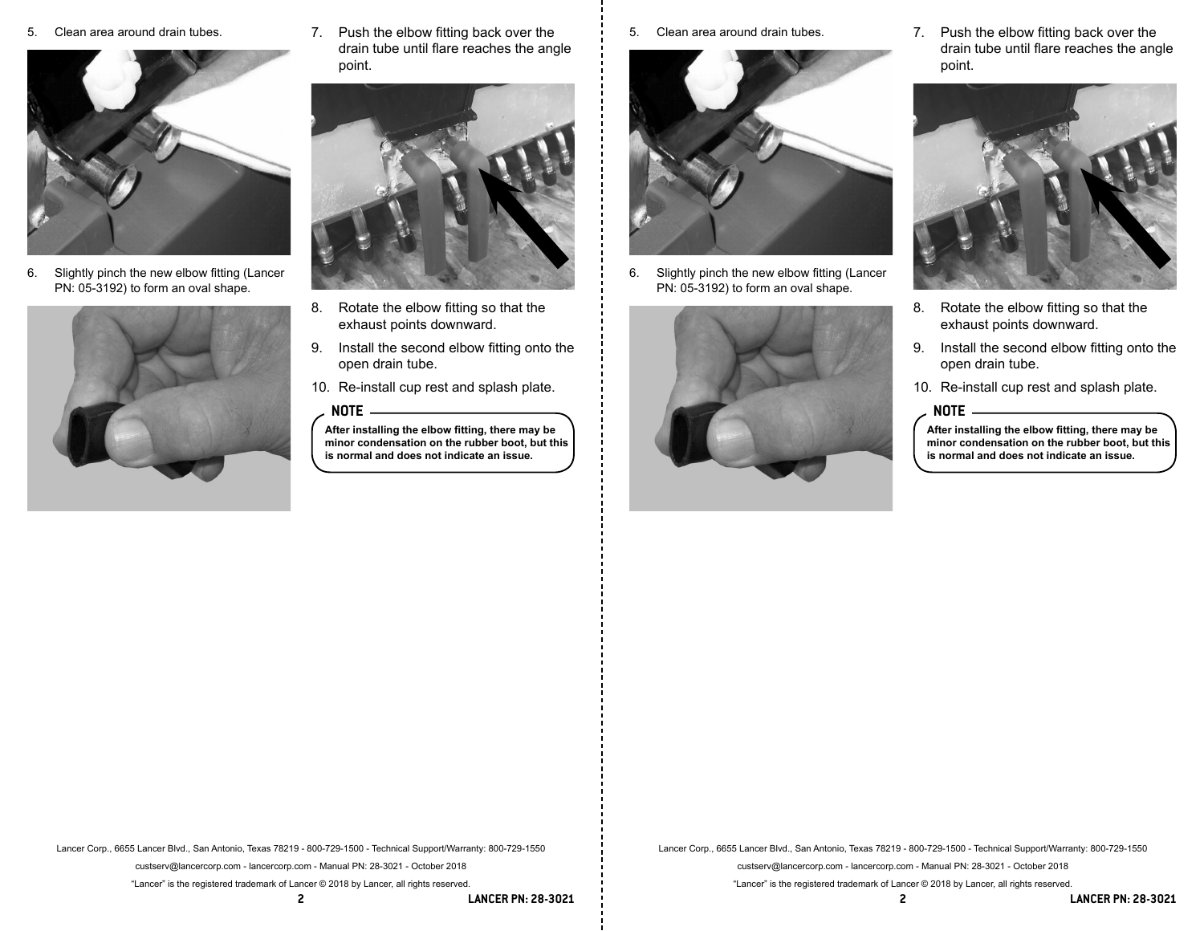5. Clean area around drain tubes.

6. Slightly pinch the new elbow fitting (Lancer PN: 05-3192) to form an oval shape.

7. Push the elbow fitting back over the drain tube until flare reaches the angle point.

8. Rotate the elbow fitting so that the exhaust points downward.

9. Install the second elbow fitting onto the open drain tube.

10. Re-install cup rest and splash plate.

**NOTE**

**After installing the elbow fitting, there may be minor condensation on the rubber boot, but this is normal and does not indicate an issue.**

Lancer Corp., 6655 Lancer Blvd., San Antonio, Texas 78219 - 800-729-1500 - Technical Support/Warranty: 800-729-1550

custserv@lancercorp.com - lancercorp.com - Manual PN: 28-3021 - October 2018

"Lancer" is the registered trademark of Lancer © 2018 by Lancer, all rights reserved.

---

5. Clean area around drain tubes.

6. Slightly pinch the new elbow fitting (Lancer PN: 05-3192) to form an oval shape.

7. Push the elbow fitting back over the drain tube until flare reaches the angle point.

8. Rotate the elbow fitting so that the exhaust points downward.

9. Install the second elbow fitting onto the open drain tube.

10. Re-install cup rest and splash plate.

**NOTE**

**After installing the elbow fitting, there may be minor condensation on the rubber boot, but this is normal and does not indicate an issue.**

Lancer Corp., 6655 Lancer Blvd., San Antonio, Texas 78219 - 800-729-1500 - Technical Support/Warranty: 800-729-1550

custserv@lancercorp.com - lancercorp.com - Manual PN: 28-3021 - October 2018

"Lancer" is the registered trademark of Lancer © 2018 by Lancer, all rights reserved.